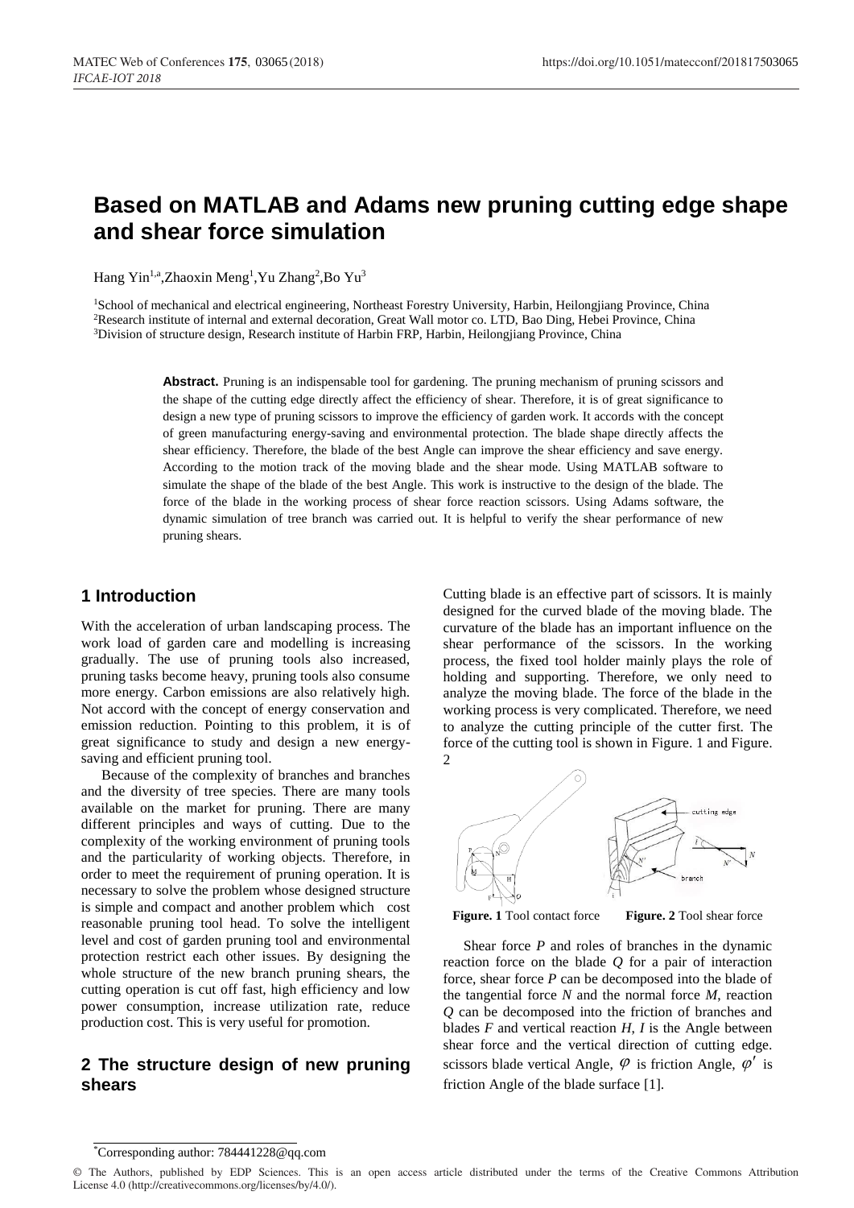# Based on MATLAB and Adams new pruning cutting edge shape and shear force simulation

Hang Yin[1,a],Zhaoxin Meng[1],Yu Zhang[2],Bo Yu[3]

[1]School of mechanical and electrical engineering, Northeast Forestry University, Harbin, Heilongjiang Province, China
[2]Research institute of internal and external decoration, Great Wall motor co. LTD, Bao Ding, Hebei Province, China
[3]Division of structure design, Research institute of Harbin FRP, Harbin, Heilongjiang Province, China

**Abstract.** Pruning is an indispensable tool for gardening. The pruning mechanism of pruning scissors and the shape of the cutting edge directly affect the efficiency of shear. Therefore, it is of great significance to design a new type of pruning scissors to improve the efficiency of garden work. It accords with the concept of green manufacturing energy-saving and environmental protection. The blade shape directly affects the shear efficiency. Therefore, the blade of the best Angle can improve the shear efficiency and save energy. According to the motion track of the moving blade and the shear mode. Using MATLAB software to simulate the shape of the blade of the best Angle. This work is instructive to the design of the blade. The force of the blade in the working process of shear force reaction scissors. Using Adams software, the dynamic simulation of tree branch was carried out. It is helpful to verify the shear performance of new pruning shears.

## 1 Introduction

With the acceleration of urban landscaping process. The work load of garden care and modelling is increasing gradually. The use of pruning tools also increased, pruning tasks become heavy, pruning tools also consume more energy. Carbon emissions are also relatively high. Not accord with the concept of energy conservation and emission reduction. Pointing to this problem, it is of great significance to study and design a new energy-saving and efficient pruning tool.

Because of the complexity of branches and branches and the diversity of tree species. There are many tools available on the market for pruning. There are many different principles and ways of cutting. Due to the complexity of the working environment of pruning tools and the particularity of working objects. Therefore, in order to meet the requirement of pruning operation. It is necessary to solve the problem whose designed structure is simple and compact and another problem which cost reasonable pruning tool head. To solve the intelligent level and cost of garden pruning tool and environmental protection restrict each other issues. By designing the whole structure of the new branch pruning shears, the cutting operation is cut off fast, high efficiency and low power consumption, increase utilization rate, reduce production cost. This is very useful for promotion.

## 2 The structure design of new pruning shears

Cutting blade is an effective part of scissors. It is mainly designed for the curved blade of the moving blade. The curvature of the blade has an important influence on the shear performance of the scissors. In the working process, the fixed tool holder mainly plays the role of holding and supporting. Therefore, we only need to analyze the moving blade. The force of the blade in the working process is very complicated. Therefore, we need to analyze the cutting principle of the cutter first. The force of the cutting tool is shown in Figure. 1 and Figure. 2

**Figure. 1** Tool contact force **Figure. 2** Tool shear force

Shear force $P$ and roles of branches in the dynamic reaction force on the blade $Q$ for a pair of interaction force, shear force $P$ can be decomposed into the blade of the tangential force $N$ and the normal force $M$, reaction $Q$ can be decomposed into the friction of branches and blades $F$ and vertical reaction $H$, $I$ is the Angle between shear force and the vertical direction of cutting edge. scissors blade vertical Angle, $\varphi$ is friction Angle, $\varphi'$ is friction Angle of the blade surface [1].

*Corresponding author: 784441228@qq.com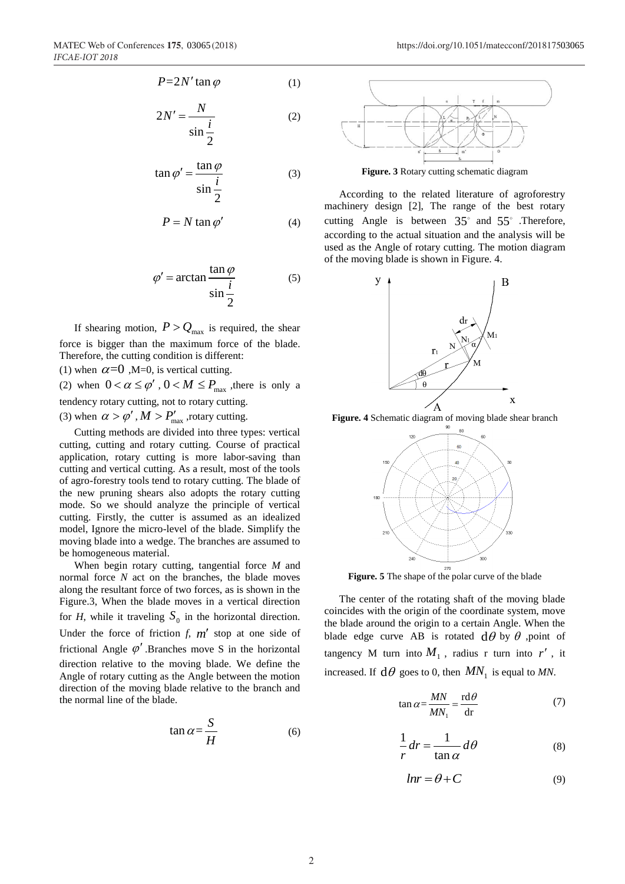$$P=2N'\tan\varphi \tag{1}$$

$$2N'=\frac{N}{\sin\frac{i}{2}} \tag{2}$$

$$\tan\varphi'=\frac{\tan\varphi}{\sin\frac{i}{2}} \tag{3}$$

$$P=N\tan\varphi' \tag{4}$$

$$\varphi'=\arctan\frac{\tan\varphi}{\sin\frac{i}{2}} \tag{5}$$

If shearing motion, $P>Q_{\max}$ is required, the shear force is bigger than the maximum force of the blade. Therefore, the cutting condition is different:

(1) when $\alpha=0$ ,M=0, is vertical cutting.

(2) when $0<\alpha\le\varphi'$ , $0<M\le P_{\max}$ ,there is only a tendency rotary cutting, not to rotary cutting.

(3) when $\alpha>\varphi'$ , $M>P'_{\max}$ ,rotary cutting.

Cutting methods are divided into three types: vertical cutting, cutting and rotary cutting. Course of practical application, rotary cutting is more labor-saving than cutting and vertical cutting. As a result, most of the tools of agro-forestry tools tend to rotary cutting. The blade of the new pruning shears also adopts the rotary cutting mode. So we should analyze the principle of vertical cutting. Firstly, the cutter is assumed as an idealized model, Ignore the micro-level of the blade. Simplify the moving blade into a wedge. The branches are assumed to be homogeneous material.

When begin rotary cutting, tangential force *M* and normal force *N* act on the branches, the blade moves along the resultant force of two forces, as is shown in the Figure.3, When the blade moves in a vertical direction for *H*, while it traveling $S_0$ in the horizontal direction. Under the force of friction *f*, $m'$ stop at one side of frictional Angle $\varphi'$ .Branches move S in the horizontal direction relative to the moving blade. We define the Angle of rotary cutting as the Angle between the motion direction of the moving blade relative to the branch and the normal line of the blade.

$$\tan\alpha=\frac{S}{H} \tag{6}$$

**Figure. 3** Rotary cutting schematic diagram

According to the related literature of agroforestry machinery design [2], The range of the best rotary cutting Angle is between $35^{\circ}$ and $55^{\circ}$ .Therefore, according to the actual situation and the analysis will be used as the Angle of rotary cutting. The motion diagram of the moving blade is shown in Figure. 4.

**Figure. 4** Schematic diagram of moving blade shear branch

**Figure. 5** The shape of the polar curve of the blade

The center of the rotating shaft of the moving blade coincides with the origin of the coordinate system, move the blade around the origin to a certain Angle. When the blade edge curve AB is rotated $d\theta$ by $\theta$ ,point of tangency M turn into $M_1$ , radius r turn into $r'$ , it increased. If $d\theta$ goes to 0, then $MN_1$ is equal to *MN*.

$$\tan\alpha=\frac{MN}{MN_1}=\frac{r\mathrm{d}\theta}{\mathrm{dr}} \tag{7}$$

$$\frac{1}{r}dr=\frac{1}{\tan\alpha}d\theta \tag{8}$$

$$lnr=\theta+C \tag{9}$$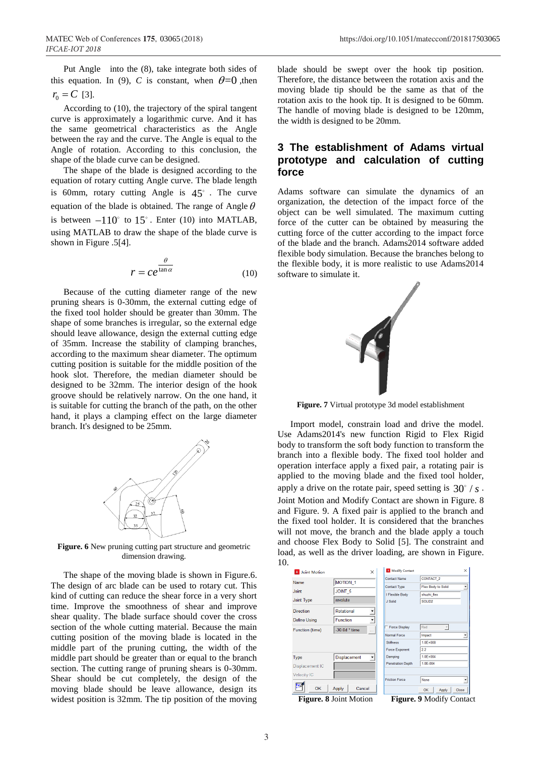Put Angle into the (8), take integrate both sides of this equation. In (9), $C$ is constant, when $\theta=0$ ,then $r_0 = C$ [3].

According to (10), the trajectory of the spiral tangent curve is approximately a logarithmic curve. And it has the same geometrical characteristics as the Angle between the ray and the curve. The Angle is equal to the Angle of rotation. According to this conclusion, the shape of the blade curve can be designed.

The shape of the blade is designed according to the equation of rotary cutting Angle curve. The blade length is 60mm, rotary cutting Angle is $45^\circ$ . The curve equation of the blade is obtained. The range of Angle $\theta$ is between $-110^\circ$ to $15^\circ$. Enter (10) into MATLAB, using MATLAB to draw the shape of the blade curve is shown in Figure .5[4].

$$r = ce^{\frac{\theta}{\tan \alpha}} \tag{10}$$

Because of the cutting diameter range of the new pruning shears is 0-30mm, the external cutting edge of the fixed tool holder should be greater than 30mm. The shape of some branches is irregular, so the external edge should leave allowance, design the external cutting edge of 35mm. Increase the stability of clamping branches, according to the maximum shear diameter. The optimum cutting position is suitable for the middle position of the hook slot. Therefore, the median diameter should be designed to be 32mm. The interior design of the hook groove should be relatively narrow. On the one hand, it is suitable for cutting the branch of the path, on the other hand, it plays a clamping effect on the large diameter branch. It's designed to be 25mm.

**Figure. 6** New pruning cutting part structure and geometric dimension drawing.

The shape of the moving blade is shown in Figure.6. The design of arc blade can be used to rotary cut. This kind of cutting can reduce the shear force in a very short time. Improve the smoothness of shear and improve shear quality. The blade surface should cover the cross section of the whole cutting material. Because the main cutting position of the moving blade is located in the middle part of the pruning cutting, the width of the middle part should be greater than or equal to the branch section. The cutting range of pruning shears is 0-30mm. Shear should be cut completely, the design of the moving blade should be leave allowance, design its widest position is 32mm. The tip position of the moving blade should be swept over the hook tip position. Therefore, the distance between the rotation axis and the moving blade tip should be the same as that of the rotation axis to the hook tip. It is designed to be 60mm. The handle of moving blade is designed to be 120mm, the width is designed to be 20mm.

## 3 The establishment of Adams virtual prototype and calculation of cutting force

Adams software can simulate the dynamics of an organization, the detection of the impact force of the object can be well simulated. The maximum cutting force of the cutter can be obtained by measuring the cutting force of the cutter according to the impact force of the blade and the branch. Adams2014 software added flexible body simulation. Because the branches belong to the flexible body, it is more realistic to use Adams2014 software to simulate it.

**Figure. 7** Virtual prototype 3d model establishment

Import model, constrain load and drive the model. Use Adams2014's new function Rigid to Flex Rigid body to transform the soft body function to transform the branch into a flexible body. The fixed tool holder and operation interface apply a fixed pair, a rotating pair is applied to the moving blade and the fixed tool holder, apply a drive on the rotate pair, speed setting is $30^\circ / s$ . Joint Motion and Modify Contact are shown in Figure. 8 and Figure. 9. A fixed pair is applied to the branch and the fixed tool holder. It is considered that the branches will not move, the branch and the blade apply a touch and choose Flex Body to Solid [5]. The constraint and load, as well as the driver loading, are shown in Figure. 10.

**Figure. 8** Joint Motion **Figure. 9** Modify Contact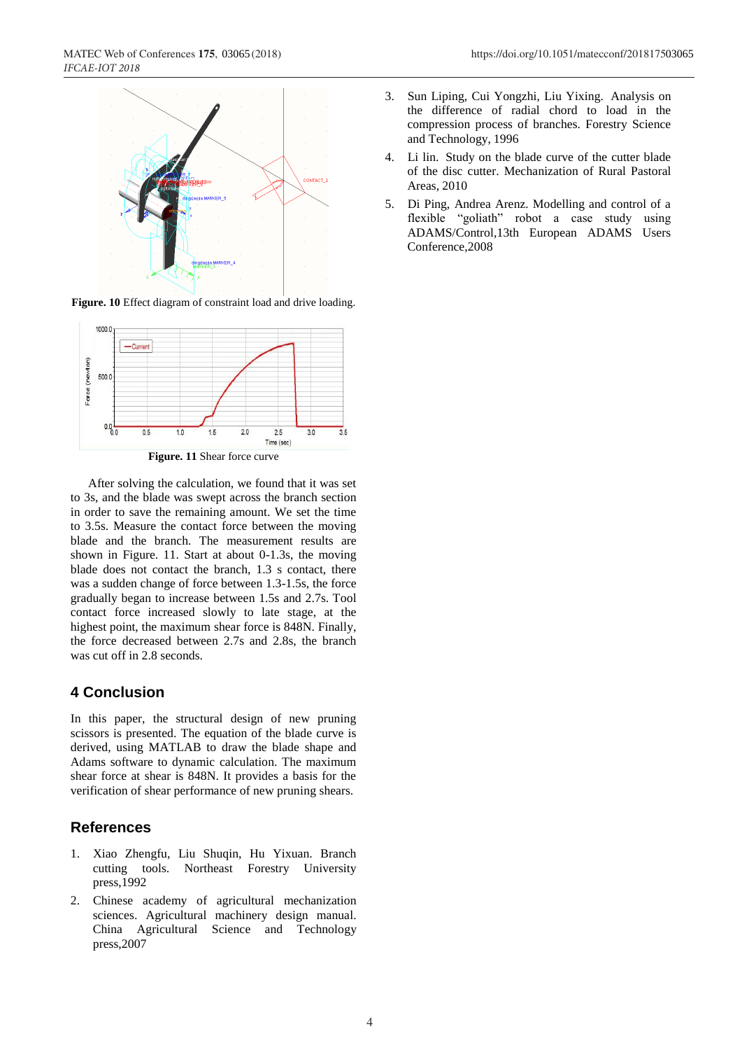Figure. 10 Effect diagram of constraint load and drive loading.

1000.0

500.0

0.0

Force (newton)

Current

0.0 0.5 1.0 1.5 2.0 2.5 3.0 3.5

Time (sec)

**Figure. 11** Shear force curve

After solving the calculation, we found that it was set to 3s, and the blade was swept across the branch section in order to save the remaining amount. We set the time to 3.5s. Measure the contact force between the moving blade and the branch. The measurement results are shown in Figure. 11. Start at about 0-1.3s, the moving blade does not contact the branch, 1.3 s contact, there was a sudden change of force between 1.3-1.5s, the force gradually began to increase between 1.5s and 2.7s. Tool contact force increased slowly to late stage, at the highest point, the maximum shear force is 848N. Finally, the force decreased between 2.7s and 2.8s, the branch was cut off in 2.8 seconds.

## 4 Conclusion

In this paper, the structural design of new pruning scissors is presented. The equation of the blade curve is derived, using MATLAB to draw the blade shape and Adams software to dynamic calculation. The maximum shear force at shear is 848N. It provides a basis for the verification of shear performance of new pruning shears.

## References

1. Xiao Zhengfu, Liu Shuqin, Hu Yixuan. Branch cutting tools. Northeast Forestry University press,1992
2. Chinese academy of agricultural mechanization sciences. Agricultural machinery design manual. China Agricultural Science and Technology press,2007
3. Sun Liping, Cui Yongzhi, Liu Yixing. Analysis on the difference of radial chord to load in the compression process of branches. Forestry Science and Technology, 1996
4. Li lin. Study on the blade curve of the cutter blade of the disc cutter. Mechanization of Rural Pastoral Areas, 2010
5. Di Ping, Andrea Arenz. Modelling and control of a flexible "goliath" robot a case study using ADAMS/Control,13th European ADAMS Users Conference,2008